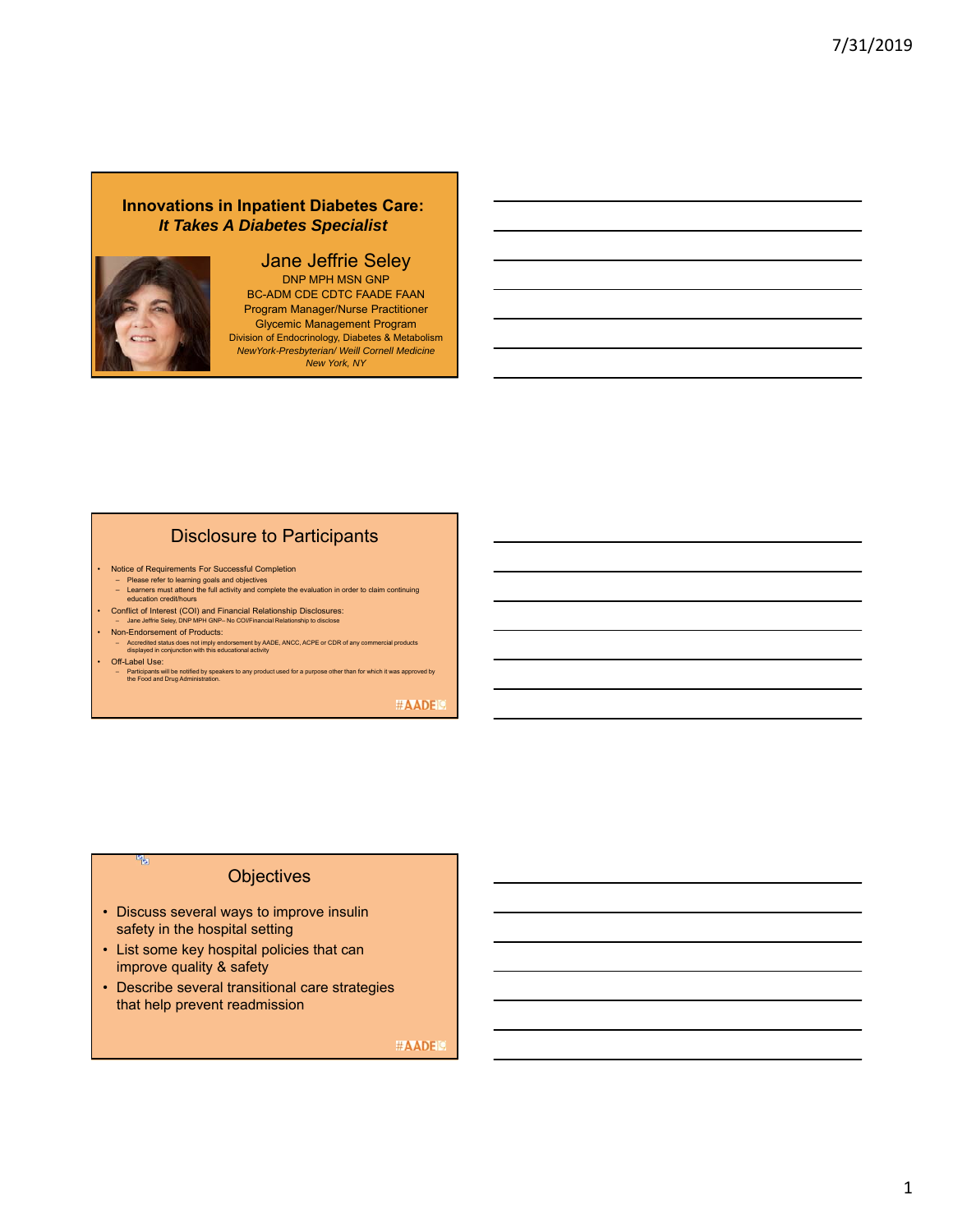# Innovations in Inpatient Diabetes Care: *It Takes A Diabetes Specialist*

Jane Jeffrie Seley
DNP MPH MSN GNP
BC-ADM CDE CDTC FAADE FAAN
Program Manager/Nurse Practitioner
Glycemic Management Program
Division of Endocrinology, Diabetes & Metabolism
*NewYork-Presbyterian/ Weill Cornell Medicine*
*New York, NY*

## Disclosure to Participants

- Notice of Requirements For Successful Completion
  - Please refer to learning goals and objectives
  - Learners must attend the full activity and complete the evaluation in order to claim continuing education credit/hours
- Conflict of Interest (COI) and Financial Relationship Disclosures:
  - Jane Jeffrie Seley, DNP MPH GNP– No COI/Financial Relationship to disclose
- Non-Endorsement of Products:
  - Accredited status does not imply endorsement by AADE, ANCC, ACPE or CDR of any commercial products displayed in conjunction with this educational activity
- Off-Label Use:
  - Participants will be notified by speakers to any product used for a purpose other than for which it was approved by the Food and Drug Administration.

#AADE19

## Objectives

- Discuss several ways to improve insulin safety in the hospital setting
- List some key hospital policies that can improve quality & safety
- Describe several transitional care strategies that help prevent readmission

#AADE19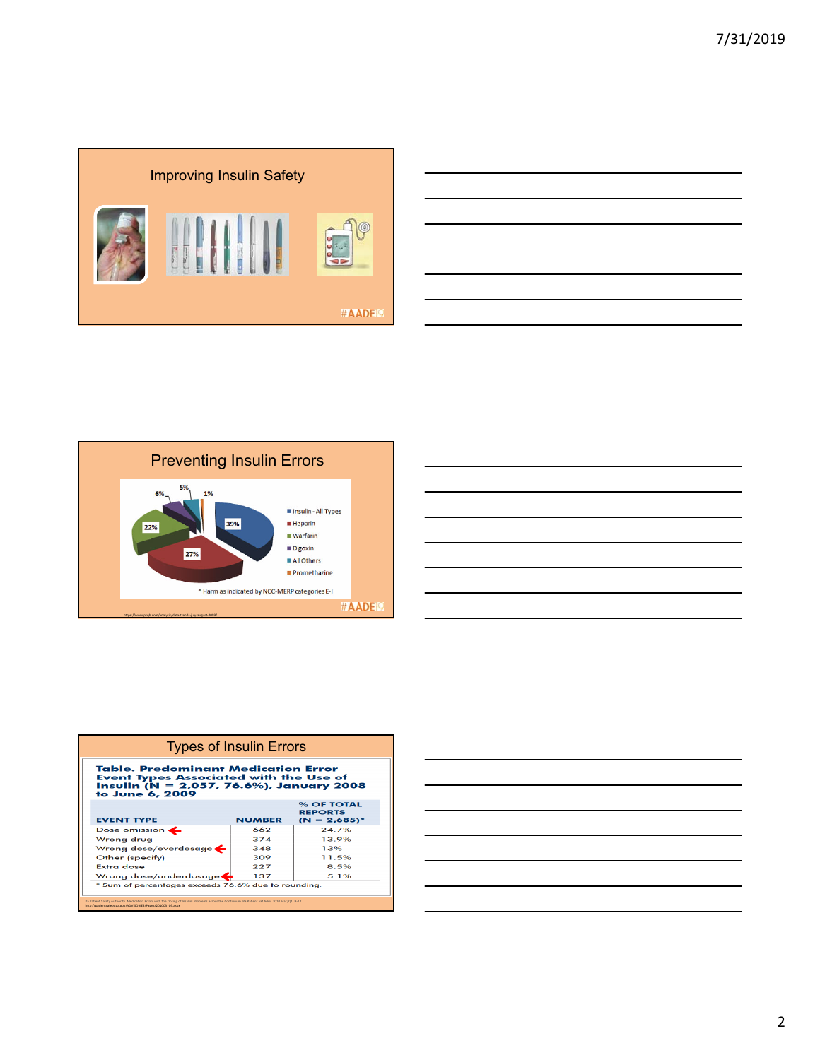## Improving Insulin Safety

#AADE19

## Preventing Insulin Errors

| Category | Percentage |
|---|---|
| Insulin - All Types | 39% |
| Heparin | 27% |
| Warfarin | 22% |
| Digoxin | 6% |
| All Others | 5% |
| Promethazine | 1% |

* Harm as indicated by NCC-MERP categories E-I

https://www.psqh.com/analysis/data-trends-july-august-2009/

#AADE19

## Types of Insulin Errors

**Table. Predominant Medication Error Event Types Associated with the Use of Insulin (N = 2,057, 76.6%), January 2008 to June 6, 2009**

| EVENT TYPE | NUMBER | % OF TOTAL REPORTS (N = 2,685)* |
|---|---|---|
| Dose omission ← | 662 | 24.7% |
| Wrong drug | 374 | 13.9% |
| Wrong dose/overdosage ← | 348 | 13% |
| Other (specify) | 309 | 11.5% |
| Extra dose | 227 | 8.5% |
| Wrong dose/underdosage ← | 137 | 5.1% |

* Sum of percentages exceeds 76.6% due to rounding.

Pa Patient Safety Authority. Medication Errors with the Dosing of Insulin: Problems across the Continuum. Pa Patient Saf Advis. 2010 Mar;7(1):9-17
http://patientsafety.pa.gov/ADVISORIES/Pages/201003_09.aspx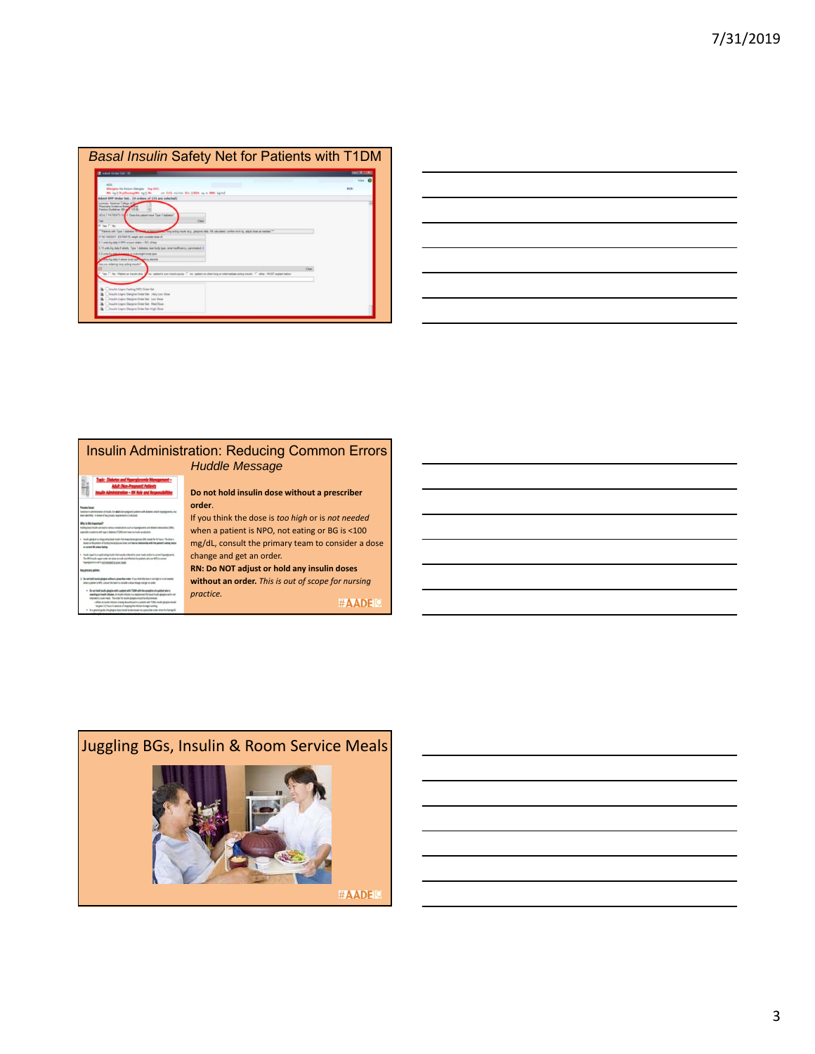## *Basal Insulin* Safety Net for Patients with T1DM

## Insulin Administration: Reducing Common Errors

### *Huddle Message*

**Do not hold insulin dose without a prescriber order**.

If you think the dose is *too high* or is *not needed* when a patient is NPO, not eating or BG is <100 mg/dL, consult the primary team to consider a dose change and get an order.

**RN: Do NOT adjust or hold any insulin doses without an order.** *This is out of scope for nursing practice.*

#AADE19

## Juggling BGs, Insulin & Room Service Meals

#AADE19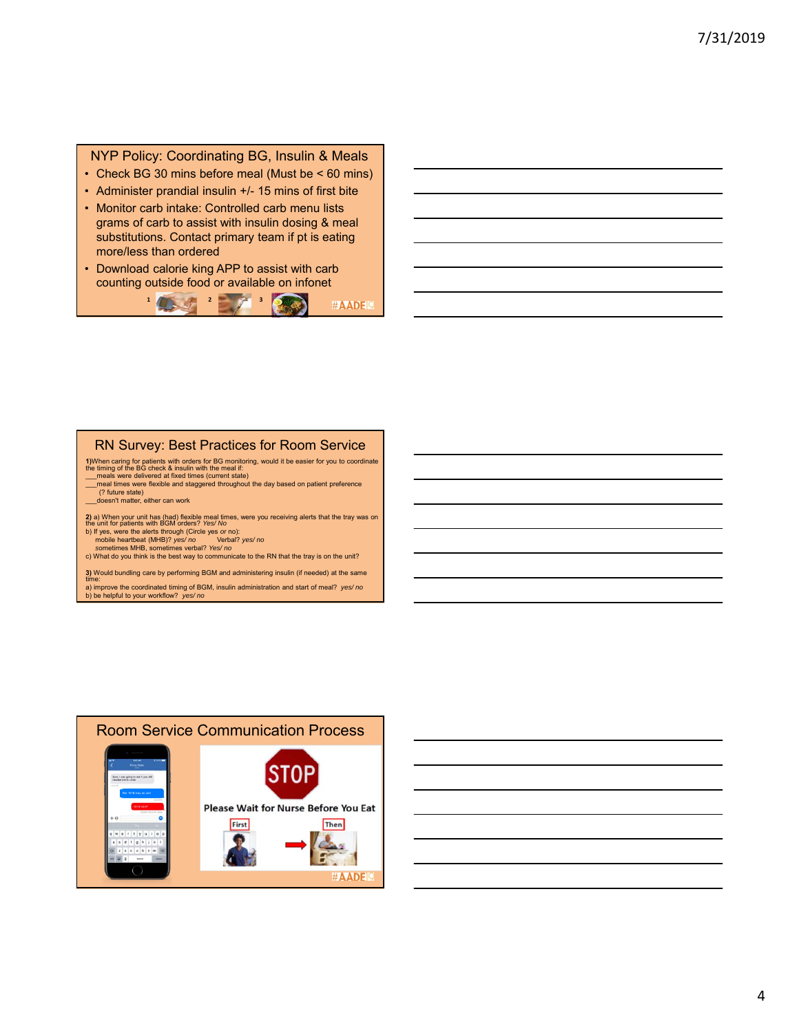## NYP Policy: Coordinating BG, Insulin & Meals

- Check BG 30 mins before meal (Must be < 60 mins)
- Administer prandial insulin +/- 15 mins of first bite
- Monitor carb intake: Controlled carb menu lists grams of carb to assist with insulin dosing & meal substitutions. Contact primary team if pt is eating more/less than ordered
- Download calorie king APP to assist with carb counting outside food or available on infonet

1 2 3

#AADE19

## RN Survey: Best Practices for Room Service

**1)** When caring for patients with orders for BG monitoring, would it be easier for you to coordinate the timing of the BG check & insulin with the meal if:
___meals were delivered at fixed times (current state)
___meal times were flexible and staggered throughout the day based on patient preference (? future state)
___doesn't matter, either can work

**2)** a) When your unit has (had) flexible meal times, were you receiving alerts that the tray was on the unit for patients with BGM orders? *Yes/ No*
b) If yes, were the alerts through (Circle yes or no):
mobile heartbeat (MHB)? *yes/ no* Verbal? *yes/ no*
sometimes MHB, sometimes verbal? *Yes/ no*
c) What do you think is the best way to communicate to the RN that the tray is on the unit?

**3)** Would bundling care by performing BGM and administering insulin (if needed) at the same time:
a) improve the coordinated timing of BGM, insulin administration and start of meal? *yes/ no*
b) be helpful to your workflow? *yes/ no*

## Room Service Communication Process

STOP

Please Wait for Nurse Before You Eat

First → Then

#AADE19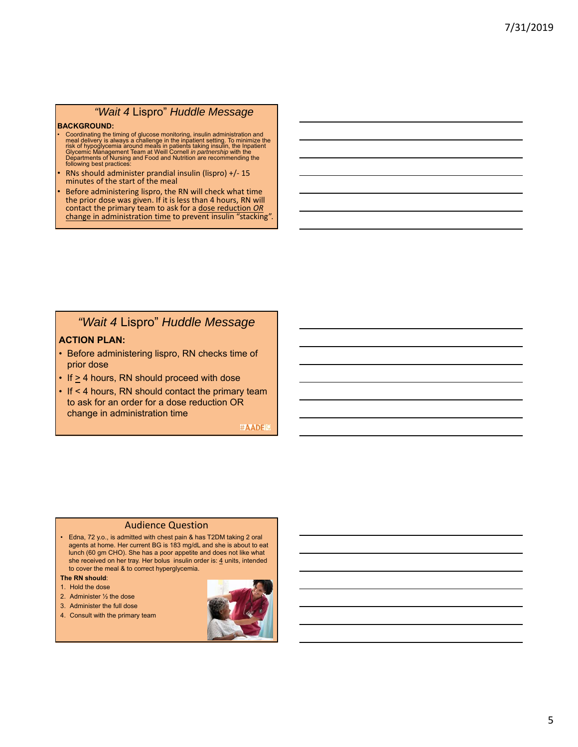## *"Wait 4* Lispro" *Huddle Message*

**BACKGROUND:**

- Coordinating the timing of glucose monitoring, insulin administration and meal delivery is always a challenge in the inpatient setting. To minimize the risk of hypoglycemia around meals in patients taking insulin, the Inpatient Glycemic Management Team at Weill Cornell *in partnership* with the Departments of Nursing and Food and Nutrition are recommending the following best practices:
- RNs should administer prandial insulin (lispro) +/- 15 minutes of the start of the meal
- Before administering lispro, the RN will check what time the prior dose was given. If it is less than 4 hours, RN will contact the primary team to ask for a dose reduction *OR* change in administration time to prevent insulin "stacking".

## *"Wait 4* Lispro" *Huddle Message*

**ACTION PLAN:**

- Before administering lispro, RN checks time of prior dose
- If ≥ 4 hours, RN should proceed with dose
- If < 4 hours, RN should contact the primary team to ask for an order for a dose reduction OR change in administration time

#AADE19

## Audience Question

- Edna, 72 y.o., is admitted with chest pain & has T2DM taking 2 oral agents at home. Her current BG is 183 mg/dL and she is about to eat lunch (60 gm CHO). She has a poor appetite and does not like what she received on her tray. Her bolus insulin order is: 4 units, intended to cover the meal & to correct hyperglycemia.

**The RN should**:

1. Hold the dose
2. Administer ½ the dose
3. Administer the full dose
4. Consult with the primary team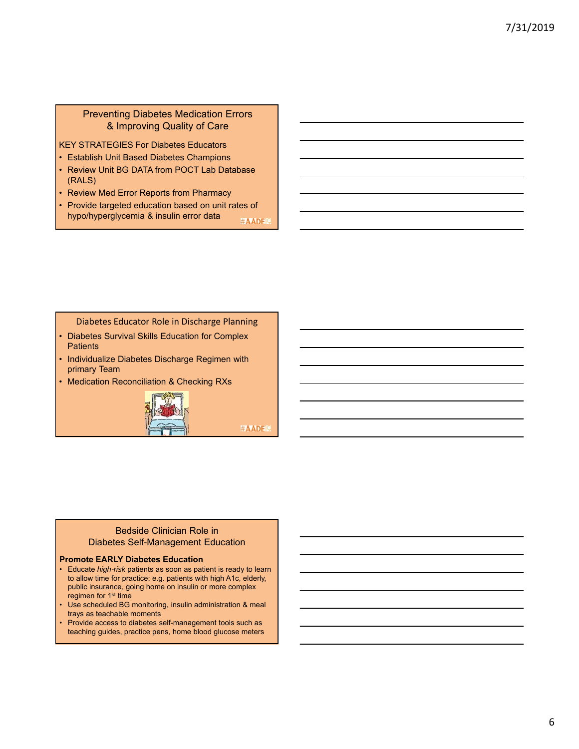## Preventing Diabetes Medication Errors & Improving Quality of Care

KEY STRATEGIES For Diabetes Educators

- Establish Unit Based Diabetes Champions
- Review Unit BG DATA from POCT Lab Database (RALS)
- Review Med Error Reports from Pharmacy
- Provide targeted education based on unit rates of hypo/hyperglycemia & insulin error data

#AADE19

## Diabetes Educator Role in Discharge Planning

- Diabetes Survival Skills Education for Complex Patients
- Individualize Diabetes Discharge Regimen with primary Team
- Medication Reconciliation & Checking RXs

#AADE19

## Bedside Clinician Role in Diabetes Self-Management Education

**Promote EARLY Diabetes Education**

- Educate *high-risk* patients as soon as patient is ready to learn to allow time for practice: e.g. patients with high A1c, elderly, public insurance, going home on insulin or more complex regimen for 1st time
- Use scheduled BG monitoring, insulin administration & meal trays as teachable moments
- Provide access to diabetes self-management tools such as teaching guides, practice pens, home blood glucose meters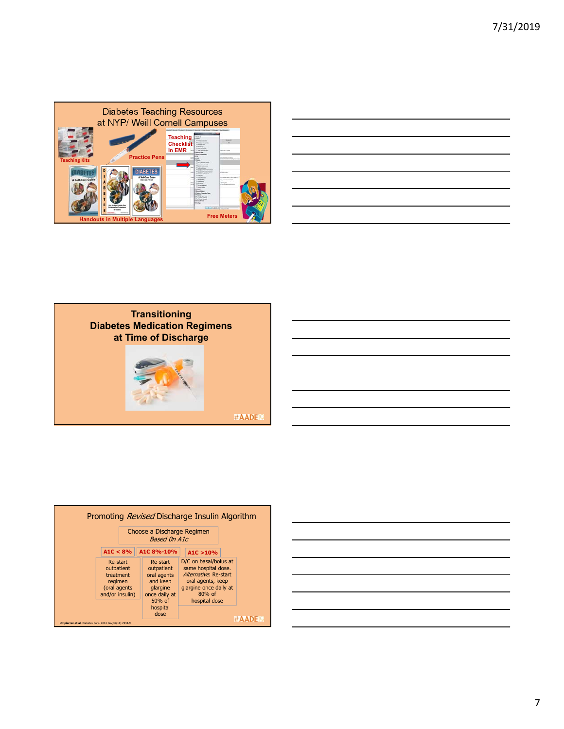## Diabetes Teaching Resources at NYP/ Weill Cornell Campuses

Teaching Kits

Practice Pens

Teaching Checklist In EMR

Handouts in Multiple Languages

Free Meters

## Transitioning Diabetes Medication Regimens at Time of Discharge

#AADE19

## Promoting *Revised* Discharge Insulin Algorithm

Choose a Discharge Regimen *Based On A1c*

| A1C < 8% | A1C 8%-10% | A1C >10% |
| --- | --- | --- |
| Re-start outpatient treatment regimen (oral agents and/or insulin) | Re-start outpatient oral agents and keep glargine once daily at 50% of hospital dose | D/C on basal/bolus at same hospital dose. *Alternative*: Re-start oral agents, keep glargine once daily at 80% of hospital dose |

**Umpierrez et al**, Diabetes Care. 2014 Nov;37(11):2934-9.

#AADE19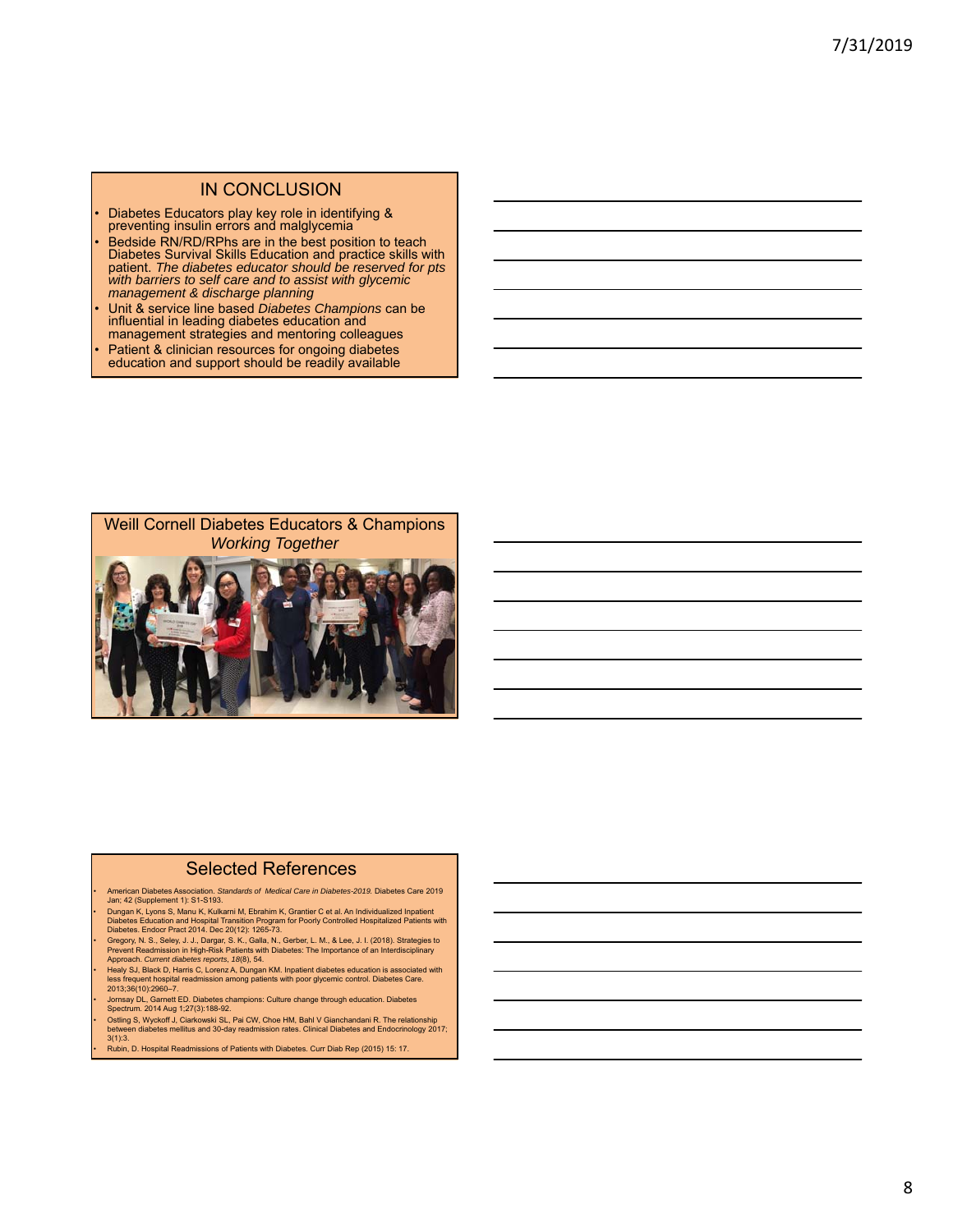## IN CONCLUSION

- Diabetes Educators play key role in identifying & preventing insulin errors and malglycemia
- Bedside RN/RD/RPhs are in the best position to teach Diabetes Survival Skills Education and practice skills with patient. *The diabetes educator should be reserved for pts with barriers to self care and to assist with glycemic management & discharge planning*
- Unit & service line based *Diabetes Champions* can be influential in leading diabetes education and management strategies and mentoring colleagues
- Patient & clinician resources for ongoing diabetes education and support should be readily available

## Weill Cornell Diabetes Educators & Champions *Working Together*

## Selected References

- American Diabetes Association. *Standards of Medical Care in Diabetes-2019.* Diabetes Care 2019 Jan; 42 (Supplement 1): S1-S193.
- Dungan K, Lyons S, Manu K, Kulkarni M, Ebrahim K, Grantier C et al. An Individualized Inpatient Diabetes Education and Hospital Transition Program for Poorly Controlled Hospitalized Patients with Diabetes. Endocr Pract 2014. Dec 20(12): 1265-73.
- Gregory, N. S., Seley, J. J., Dargar, S. K., Galla, N., Gerber, L. M., & Lee, J. I. (2018). Strategies to Prevent Readmission in High-Risk Patients with Diabetes: The Importance of an Interdisciplinary Approach. *Current diabetes reports*, *18*(8), 54.
- Healy SJ, Black D, Harris C, Lorenz A, Dungan KM. Inpatient diabetes education is associated with less frequent hospital readmission among patients with poor glycemic control. Diabetes Care. 2013;36(10):2960–7.
- Jornsay DL, Garnett ED. Diabetes champions: Culture change through education. Diabetes Spectrum. 2014 Aug 1;27(3):188-92.
- Ostling S, Wyckoff J, Ciarkowski SL, Pai CW, Choe HM, Bahl V Gianchandani R. The relationship between diabetes mellitus and 30-day readmission rates. Clinical Diabetes and Endocrinology 2017; 3(1):3.
- Rubin, D. Hospital Readmissions of Patients with Diabetes. Curr Diab Rep (2015) 15: 17.